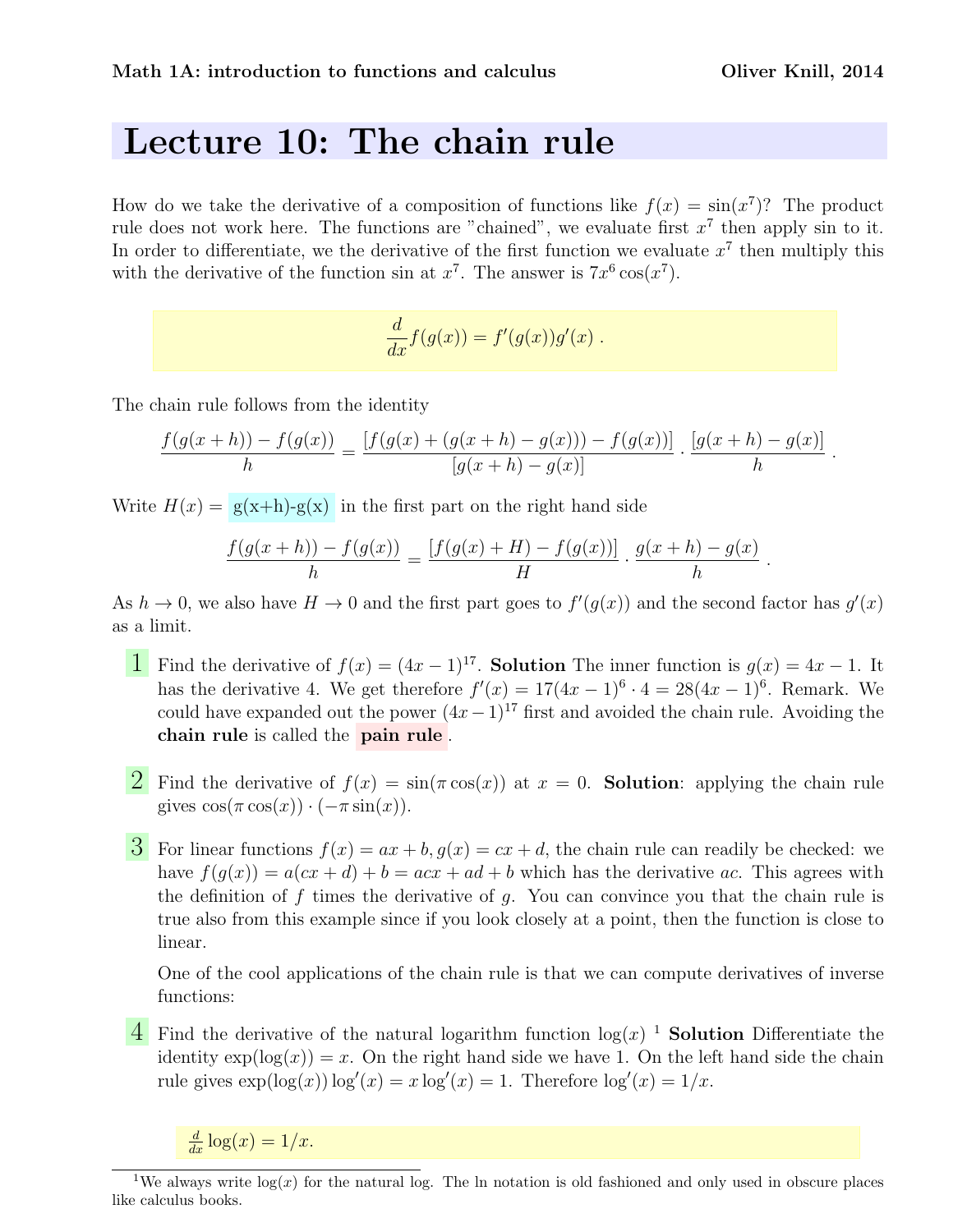**Math 1A: introduction to functions and calculus** **Oliver Knill, 2014**

# Lecture 10: The chain rule

How do we take the derivative of a composition of functions like $f(x) = \sin(x^7)$? The product rule does not work here. The functions are "chained", we evaluate first $x^7$ then apply sin to it. In order to differentiate, we the derivative of the first function we evaluate $x^7$ then multiply this with the derivative of the function sin at $x^7$. The answer is $7x^6 \cos(x^7)$.

$$\frac{d}{dx} f(g(x)) = f'(g(x))g'(x) \; .$$

The chain rule follows from the identity

$$\frac{f(g(x+h)) - f(g(x))}{h} = \frac{[f(g(x) + (g(x+h) - g(x))) - f(g(x))]}{[g(x+h) - g(x)]} \cdot \frac{[g(x+h) - g(x)]}{h} \; .$$

Write $H(x) =$ g(x+h)-g(x) in the first part on the right hand side

$$\frac{f(g(x+h)) - f(g(x))}{h} = \frac{[f(g(x) + H) - f(g(x))]}{H} \cdot \frac{g(x+h) - g(x)}{h} \; .$$

As $h \to 0$, we also have $H \to 0$ and the first part goes to $f'(g(x))$ and the second factor has $g'(x)$ as a limit.

**1** Find the derivative of $f(x) = (4x-1)^{17}$. **Solution** The inner function is $g(x) = 4x - 1$. It has the derivative 4. We get therefore $f'(x) = 17(4x-1)^6 \cdot 4 = 28(4x-1)^6$. Remark. We could have expanded out the power $(4x-1)^{17}$ first and avoided the chain rule. Avoiding the **chain rule** is called the **pain rule**.

**2** Find the derivative of $f(x) = \sin(\pi \cos(x))$ at $x = 0$. **Solution**: applying the chain rule gives $\cos(\pi \cos(x)) \cdot (-\pi \sin(x))$.

**3** For linear functions $f(x) = ax + b, g(x) = cx + d$, the chain rule can readily be checked: we have $f(g(x)) = a(cx + d) + b = acx + ad + b$ which has the derivative $ac$. This agrees with the definition of $f$ times the derivative of $g$. You can convince you that the chain rule is true also from this example since if you look closely at a point, then the function is close to linear.

One of the cool applications of the chain rule is that we can compute derivatives of inverse functions:

**4** Find the derivative of the natural logarithm function $\log(x)$ [1] **Solution** Differentiate the identity $\exp(\log(x)) = x$. On the right hand side we have 1. On the left hand side the chain rule gives $\exp(\log(x)) \log'(x) = x \log'(x) = 1$. Therefore $\log'(x) = 1/x$.

$$\frac{d}{dx} \log(x) = 1/x.$$

[1] We always write $\log(x)$ for the natural log. The ln notation is old fashioned and only used in obscure places like calculus books.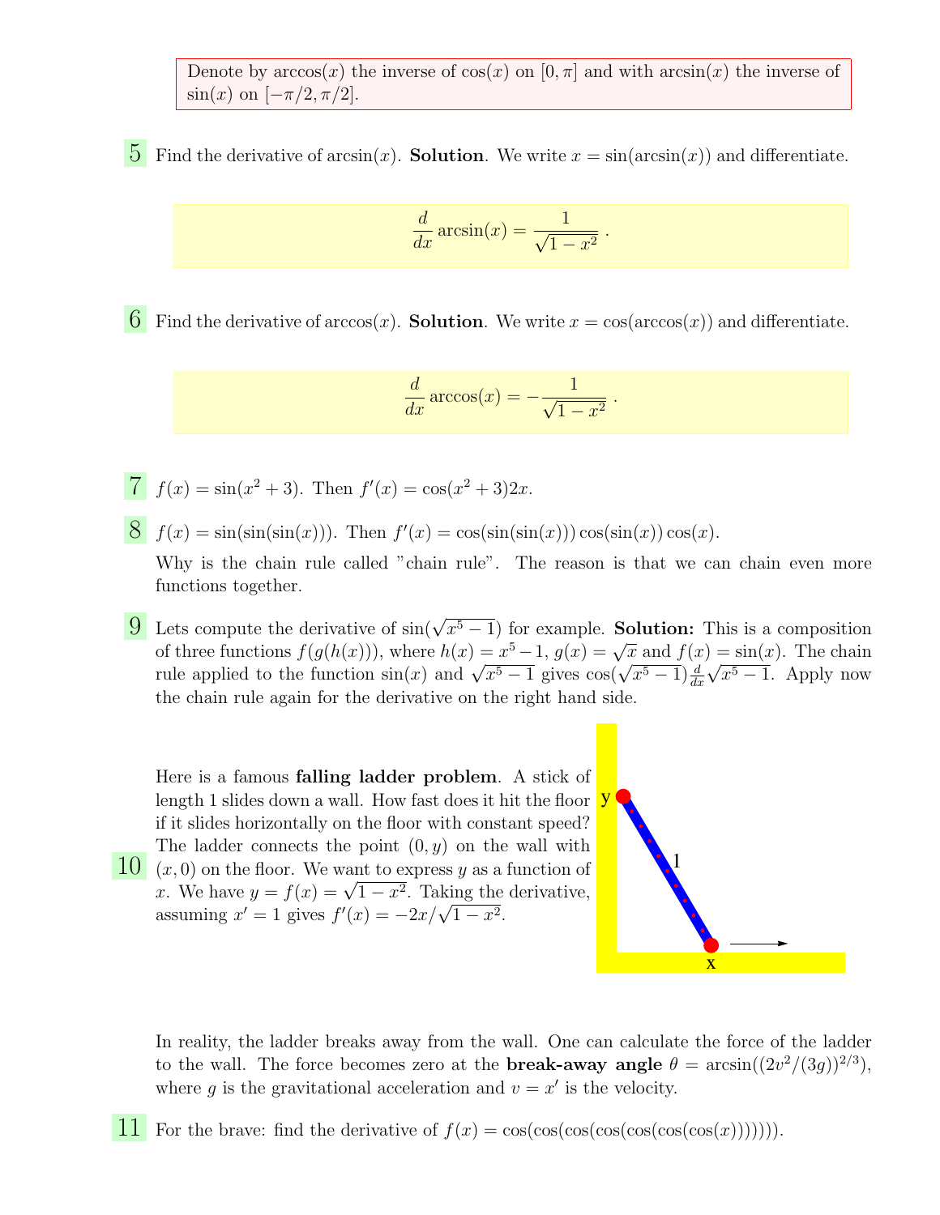Denote by $\arccos(x)$ the inverse of $\cos(x)$ on $[0, \pi]$ and with $\arcsin(x)$ the inverse of $\sin(x)$ on $[-\pi/2, \pi/2]$.

**5** Find the derivative of $\arcsin(x)$. **Solution**. We write $x = \sin(\arcsin(x))$ and differentiate.

$$\frac{d}{dx} \arcsin(x) = \frac{1}{\sqrt{1-x^2}} .$$

**6** Find the derivative of $\arccos(x)$. **Solution**. We write $x = \cos(\arccos(x))$ and differentiate.

$$\frac{d}{dx} \arccos(x) = -\frac{1}{\sqrt{1-x^2}} .$$

**7** $f(x) = \sin(x^2 + 3)$. Then $f'(x) = \cos(x^2 + 3)2x$.

**8** $f(x) = \sin(\sin(\sin(x)))$. Then $f'(x) = \cos(\sin(\sin(x))) \cos(\sin(x)) \cos(x)$.

Why is the chain rule called "chain rule". The reason is that we can chain even more functions together.

**9** Lets compute the derivative of $\sin(\sqrt{x^5 - 1})$ for example. **Solution:** This is a composition of three functions $f(g(h(x)))$, where $h(x) = x^5 - 1$, $g(x) = \sqrt{x}$ and $f(x) = \sin(x)$. The chain rule applied to the function $\sin(x)$ and $\sqrt{x^5 - 1}$ gives $\cos(\sqrt{x^5 - 1}) \frac{d}{dx} \sqrt{x^5 - 1}$. Apply now the chain rule again for the derivative on the right hand side.

**10** Here is a famous **falling ladder problem**. A stick of length 1 slides down a wall. How fast does it hit the floor if it slides horizontally on the floor with constant speed? The ladder connects the point $(0, y)$ on the wall with $(x, 0)$ on the floor. We want to express $y$ as a function of $x$. We have $y = f(x) = \sqrt{1 - x^2}$. Taking the derivative, assuming $x' = 1$ gives $f'(x) = -2x/\sqrt{1 - x^2}$.

In reality, the ladder breaks away from the wall. One can calculate the force of the ladder to the wall. The force becomes zero at the **break-away angle** $\theta = \arcsin((2v^2/(3g))^{2/3})$, where $g$ is the gravitational acceleration and $v = x'$ is the velocity.

**11** For the brave: find the derivative of $f(x) = \cos(\cos(\cos(\cos(\cos(\cos(\cos(x)))))))$.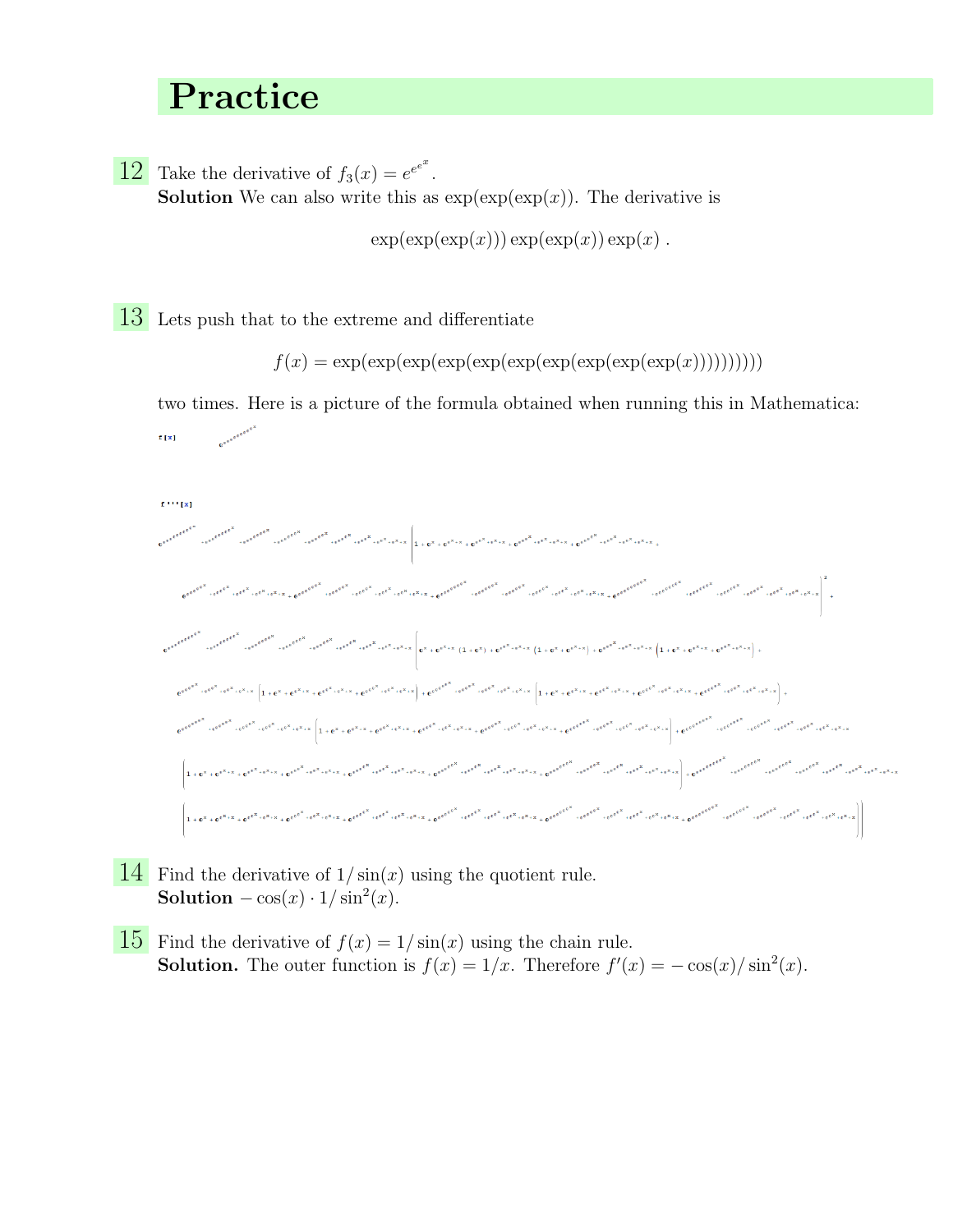# Practice

**12** Take the derivative of $f_3(x) = e^{e^{e^x}}$.
**Solution** We can also write this as $\exp(\exp(\exp(x))$. The derivative is

$$\exp(\exp(\exp(x)))\exp(\exp(x))\exp(x) \; .$$

**13** Lets push that to the extreme and differentiate

$$f(x) = \exp(\exp(\exp(\exp(\exp(\exp(\exp(\exp(\exp(\exp(x))))))))))$$

two times. Here is a picture of the formula obtained when running this in Mathematica:

**14** Find the derivative of $1/\sin(x)$ using the quotient rule.
**Solution** $-\cos(x) \cdot 1/\sin^2(x)$.

**15** Find the derivative of $f(x) = 1/\sin(x)$ using the chain rule.
**Solution.** The outer function is $f(x) = 1/x$. Therefore $f'(x) = -\cos(x)/\sin^2(x)$.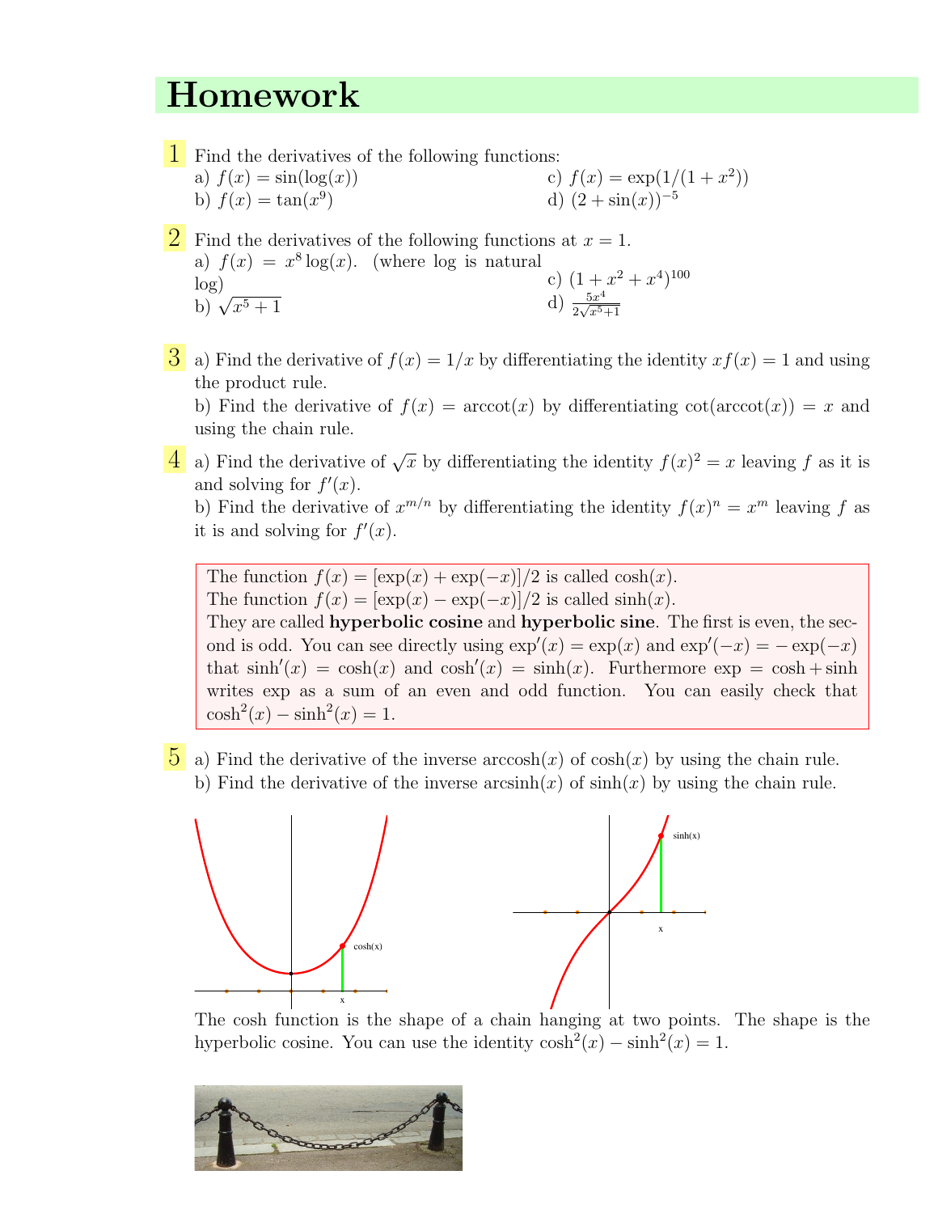# Homework

**1** Find the derivatives of the following functions:

a) $f(x) = \sin(\log(x))$

b) $f(x) = \tan(x^9)$

c) $f(x) = \exp(1/(1 + x^2))$

d) $(2 + \sin(x))^{-5}$

**2** Find the derivatives of the following functions at $x = 1$.

a) $f(x) = x^8 \log(x)$. (where log is natural log)

b) $\sqrt{x^5 + 1}$

c) $(1 + x^2 + x^4)^{100}$

d) $\frac{5x^4}{2\sqrt{x^5+1}}$

**3** a) Find the derivative of $f(x) = 1/x$ by differentiating the identity $xf(x) = 1$ and using the product rule.

b) Find the derivative of $f(x) = \text{arccot}(x)$ by differentiating $\cot(\text{arccot}(x)) = x$ and using the chain rule.

**4** a) Find the derivative of $\sqrt{x}$ by differentiating the identity $f(x)^2 = x$ leaving $f$ as it is and solving for $f'(x)$.

b) Find the derivative of $x^{m/n}$ by differentiating the identity $f(x)^n = x^m$ leaving $f$ as it is and solving for $f'(x)$.

> The function $f(x) = [\exp(x) + \exp(-x)]/2$ is called $\cosh(x)$.
> The function $f(x) = [\exp(x) - \exp(-x)]/2$ is called $\sinh(x)$.
> They are called **hyperbolic cosine** and **hyperbolic sine**. The first is even, the second is odd. You can see directly using $\exp'(x) = \exp(x)$ and $\exp'(-x) = -\exp(-x)$ that $\sinh'(x) = \cosh(x)$ and $\cosh'(x) = \sinh(x)$. Furthermore $\exp = \cosh + \sinh$ writes exp as a sum of an even and odd function. You can easily check that $\cosh^2(x) - \sinh^2(x) = 1$.

**5** a) Find the derivative of the inverse $\text{arccosh}(x)$ of $\cosh(x)$ by using the chain rule.

b) Find the derivative of the inverse $\text{arcsinh}(x)$ of $\sinh(x)$ by using the chain rule.

cosh(x)

x

sinh(x)

x

The cosh function is the shape of a chain hanging at two points. The shape is the hyperbolic cosine. You can use the identity $\cosh^2(x) - \sinh^2(x) = 1$.